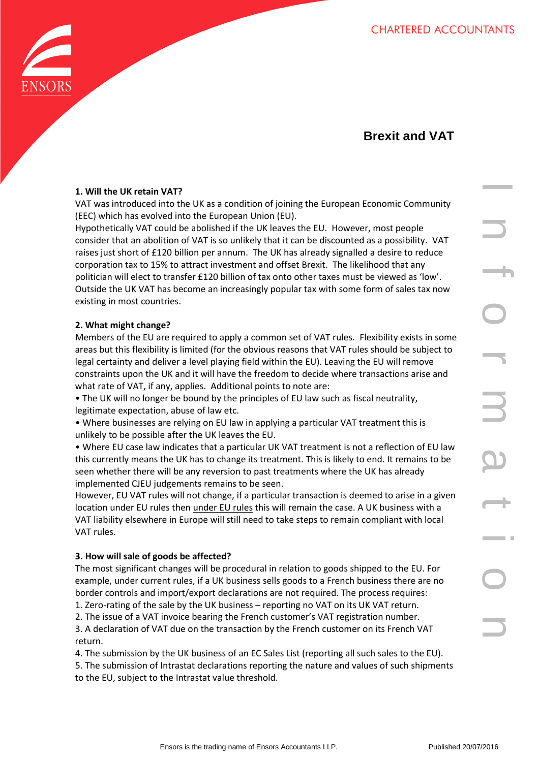# Brexit and VAT

**1. Will the UK retain VAT?**

VAT was introduced into the UK as a condition of joining the European Economic Community (EEC) which has evolved into the European Union (EU).

Hypothetically VAT could be abolished if the UK leaves the EU. However, most people consider that an abolition of VAT is so unlikely that it can be discounted as a possibility. VAT raises just short of £120 billion per annum. The UK has already signalled a desire to reduce corporation tax to 15% to attract investment and offset Brexit. The likelihood that any politician will elect to transfer £120 billion of tax onto other taxes must be viewed as 'low'. Outside the UK VAT has become an increasingly popular tax with some form of sales tax now existing in most countries.

**2. What might change?**

Members of the EU are required to apply a common set of VAT rules. Flexibility exists in some areas but this flexibility is limited (for the obvious reasons that VAT rules should be subject to legal certainty and deliver a level playing field within the EU). Leaving the EU will remove constraints upon the UK and it will have the freedom to decide where transactions arise and what rate of VAT, if any, applies. Additional points to note are:

- The UK will no longer be bound by the principles of EU law such as fiscal neutrality, legitimate expectation, abuse of law etc.
- Where businesses are relying on EU law in applying a particular VAT treatment this is unlikely to be possible after the UK leaves the EU.
- Where EU case law indicates that a particular UK VAT treatment is not a reflection of EU law this currently means the UK has to change its treatment. This is likely to end. It remains to be seen whether there will be any reversion to past treatments where the UK has already implemented CJEU judgements remains to be seen.

However, EU VAT rules will not change, if a particular transaction is deemed to arise in a given location under EU rules then under EU rules this will remain the case. A UK business with a VAT liability elsewhere in Europe will still need to take steps to remain compliant with local VAT rules.

**3. How will sale of goods be affected?**

The most significant changes will be procedural in relation to goods shipped to the EU. For example, under current rules, if a UK business sells goods to a French business there are no border controls and import/export declarations are not required. The process requires:

1. Zero-rating of the sale by the UK business – reporting no VAT on its UK VAT return.
2. The issue of a VAT invoice bearing the French customer's VAT registration number.
3. A declaration of VAT due on the transaction by the French customer on its French VAT return.
4. The submission by the UK business of an EC Sales List (reporting all such sales to the EU).
5. The submission of Intrastat declarations reporting the nature and values of such shipments to the EU, subject to the Intrastat value threshold.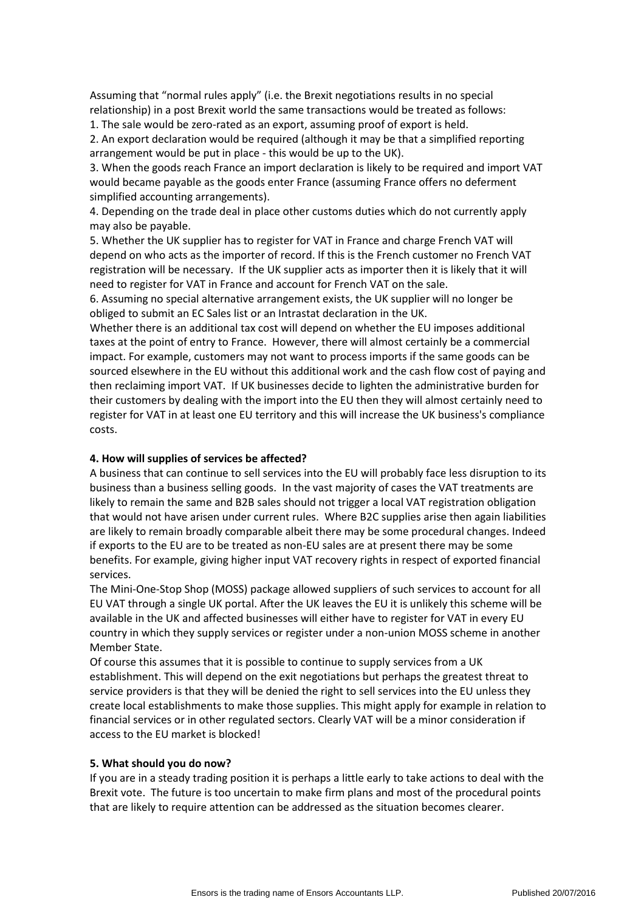Assuming that "normal rules apply" (i.e. the Brexit negotiations results in no special relationship) in a post Brexit world the same transactions would be treated as follows:

1. The sale would be zero-rated as an export, assuming proof of export is held.
2. An export declaration would be required (although it may be that a simplified reporting arrangement would be put in place - this would be up to the UK).
3. When the goods reach France an import declaration is likely to be required and import VAT would became payable as the goods enter France (assuming France offers no deferment simplified accounting arrangements).
4. Depending on the trade deal in place other customs duties which do not currently apply may also be payable.
5. Whether the UK supplier has to register for VAT in France and charge French VAT will depend on who acts as the importer of record. If this is the French customer no French VAT registration will be necessary. If the UK supplier acts as importer then it is likely that it will need to register for VAT in France and account for French VAT on the sale.
6. Assuming no special alternative arrangement exists, the UK supplier will no longer be obliged to submit an EC Sales list or an Intrastat declaration in the UK.

Whether there is an additional tax cost will depend on whether the EU imposes additional taxes at the point of entry to France. However, there will almost certainly be a commercial impact. For example, customers may not want to process imports if the same goods can be sourced elsewhere in the EU without this additional work and the cash flow cost of paying and then reclaiming import VAT. If UK businesses decide to lighten the administrative burden for their customers by dealing with the import into the EU then they will almost certainly need to register for VAT in at least one EU territory and this will increase the UK business's compliance costs.

**4. How will supplies of services be affected?**

A business that can continue to sell services into the EU will probably face less disruption to its business than a business selling goods. In the vast majority of cases the VAT treatments are likely to remain the same and B2B sales should not trigger a local VAT registration obligation that would not have arisen under current rules. Where B2C supplies arise then again liabilities are likely to remain broadly comparable albeit there may be some procedural changes. Indeed if exports to the EU are to be treated as non-EU sales are at present there may be some benefits. For example, giving higher input VAT recovery rights in respect of exported financial services.

The Mini-One-Stop Shop (MOSS) package allowed suppliers of such services to account for all EU VAT through a single UK portal. After the UK leaves the EU it is unlikely this scheme will be available in the UK and affected businesses will either have to register for VAT in every EU country in which they supply services or register under a non-union MOSS scheme in another Member State.

Of course this assumes that it is possible to continue to supply services from a UK establishment. This will depend on the exit negotiations but perhaps the greatest threat to service providers is that they will be denied the right to sell services into the EU unless they create local establishments to make those supplies. This might apply for example in relation to financial services or in other regulated sectors. Clearly VAT will be a minor consideration if access to the EU market is blocked!

**5. What should you do now?**

If you are in a steady trading position it is perhaps a little early to take actions to deal with the Brexit vote. The future is too uncertain to make firm plans and most of the procedural points that are likely to require attention can be addressed as the situation becomes clearer.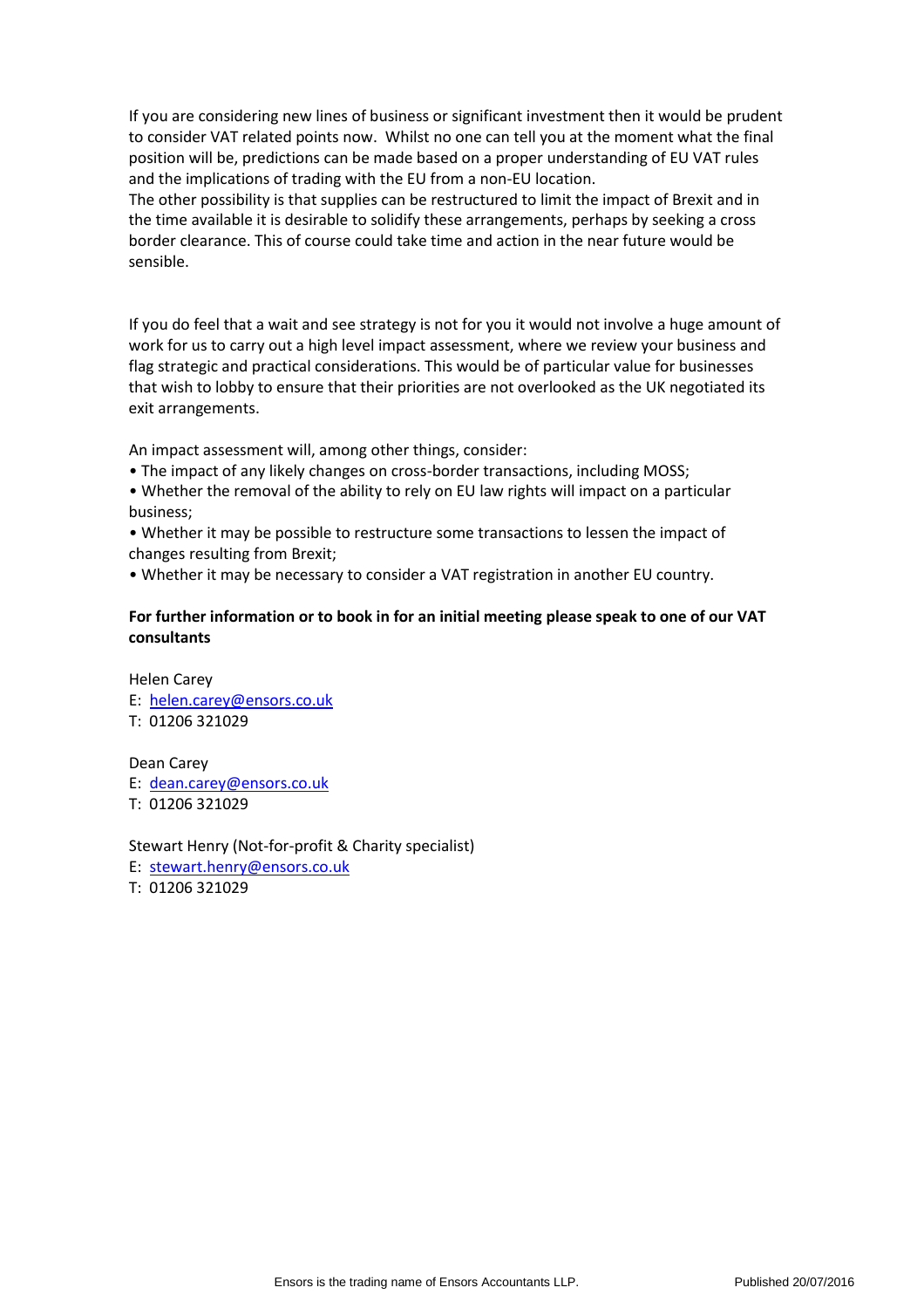If you are considering new lines of business or significant investment then it would be prudent to consider VAT related points now. Whilst no one can tell you at the moment what the final position will be, predictions can be made based on a proper understanding of EU VAT rules and the implications of trading with the EU from a non-EU location.
The other possibility is that supplies can be restructured to limit the impact of Brexit and in the time available it is desirable to solidify these arrangements, perhaps by seeking a cross border clearance. This of course could take time and action in the near future would be sensible.

If you do feel that a wait and see strategy is not for you it would not involve a huge amount of work for us to carry out a high level impact assessment, where we review your business and flag strategic and practical considerations. This would be of particular value for businesses that wish to lobby to ensure that their priorities are not overlooked as the UK negotiated its exit arrangements.

An impact assessment will, among other things, consider:

- The impact of any likely changes on cross-border transactions, including MOSS;
- Whether the removal of the ability to rely on EU law rights will impact on a particular business;
- Whether it may be possible to restructure some transactions to lessen the impact of changes resulting from Brexit;
- Whether it may be necessary to consider a VAT registration in another EU country.

**For further information or to book in for an initial meeting please speak to one of our VAT consultants**

Helen Carey
E: helen.carey@ensors.co.uk
T: 01206 321029

Dean Carey
E: dean.carey@ensors.co.uk
T: 01206 321029

Stewart Henry (Not-for-profit & Charity specialist)
E: stewart.henry@ensors.co.uk
T: 01206 321029

Ensors is the trading name of Ensors Accountants LLP. Published 20/07/2016